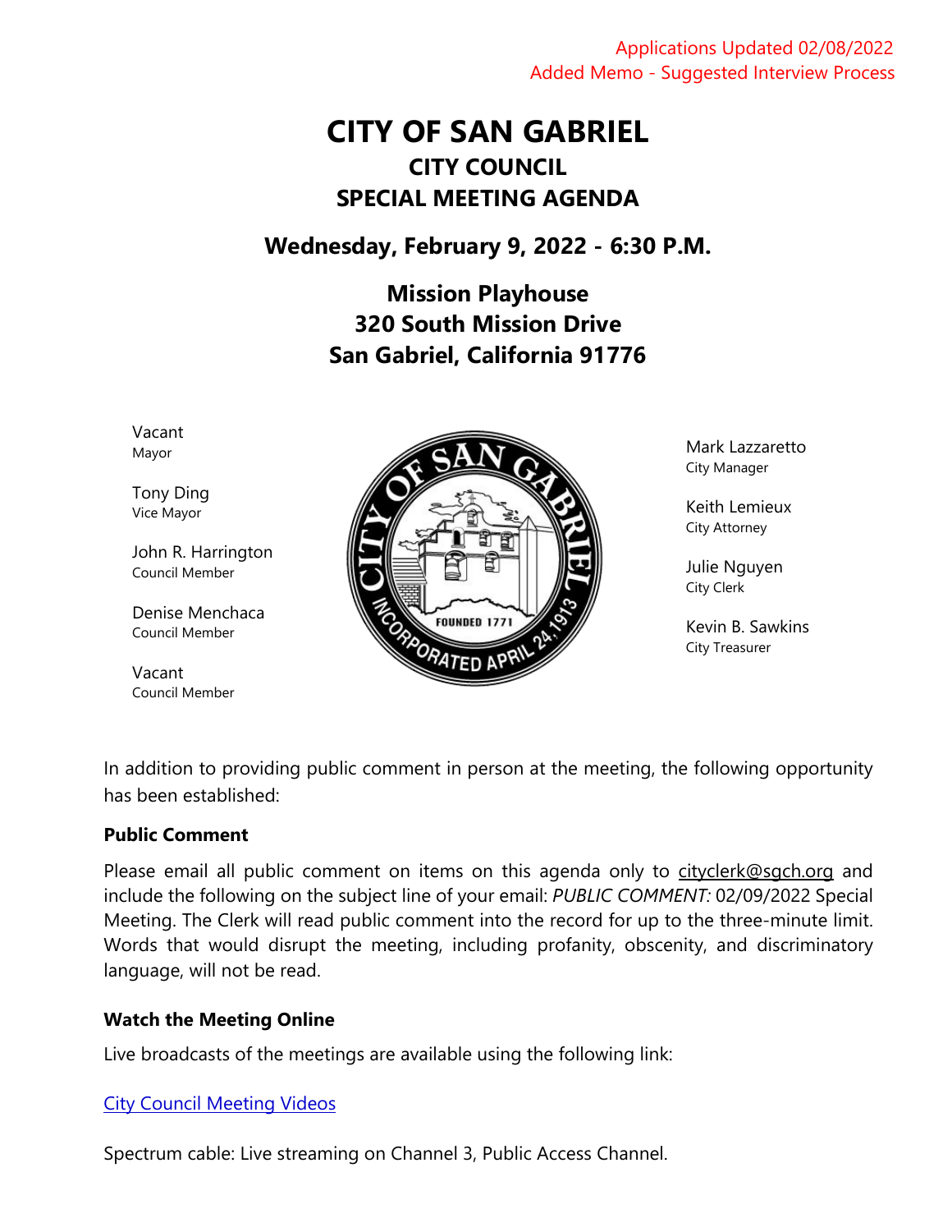Applications Updated 02/08/2022
Added Memo - Suggested Interview Process

# CITY OF SAN GABRIEL

## CITY COUNCIL

## SPECIAL MEETING AGENDA

**Wednesday, February 9, 2022 - 6:30 P.M.**

**Mission Playhouse**
**320 South Mission Drive**
**San Gabriel, California 91776**

Vacant
Mayor

Tony Ding
Vice Mayor

John R. Harrington
Council Member

Denise Menchaca
Council Member

Vacant
Council Member

Mark Lazzaretto
City Manager

Keith Lemieux
City Attorney

Julie Nguyen
City Clerk

Kevin B. Sawkins
City Treasurer

In addition to providing public comment in person at the meeting, the following opportunity has been established:

**Public Comment**

Please email all public comment on items on this agenda only to cityclerk@sgch.org and include the following on the subject line of your email: *PUBLIC COMMENT:* 02/09/2022 Special Meeting. The Clerk will read public comment into the record for up to the three-minute limit. Words that would disrupt the meeting, including profanity, obscenity, and discriminatory language, will not be read.

**Watch the Meeting Online**

Live broadcasts of the meetings are available using the following link:

City Council Meeting Videos

Spectrum cable: Live streaming on Channel 3, Public Access Channel.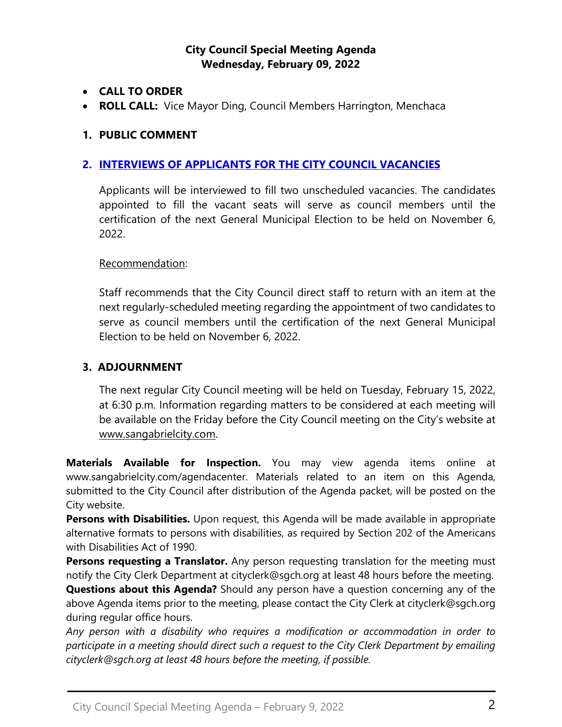# City Council Special Meeting Agenda
## Wednesday, February 09, 2022

- **CALL TO ORDER**
- **ROLL CALL:** Vice Mayor Ding, Council Members Harrington, Menchaca

**1. PUBLIC COMMENT**

**2. INTERVIEWS OF APPLICANTS FOR THE CITY COUNCIL VACANCIES**

Applicants will be interviewed to fill two unscheduled vacancies. The candidates appointed to fill the vacant seats will serve as council members until the certification of the next General Municipal Election to be held on November 6, 2022.

Recommendation:

Staff recommends that the City Council direct staff to return with an item at the next regularly-scheduled meeting regarding the appointment of two candidates to serve as council members until the certification of the next General Municipal Election to be held on November 6, 2022.

**3. ADJOURNMENT**

The next regular City Council meeting will be held on Tuesday, February 15, 2022, at 6:30 p.m. Information regarding matters to be considered at each meeting will be available on the Friday before the City Council meeting on the City's website at www.sangabrielcity.com.

**Materials Available for Inspection.** You may view agenda items online at www.sangabrielcity.com/agendacenter. Materials related to an item on this Agenda, submitted to the City Council after distribution of the Agenda packet, will be posted on the City website.

**Persons with Disabilities.** Upon request, this Agenda will be made available in appropriate alternative formats to persons with disabilities, as required by Section 202 of the Americans with Disabilities Act of 1990.

**Persons requesting a Translator.** Any person requesting translation for the meeting must notify the City Clerk Department at cityclerk@sgch.org at least 48 hours before the meeting.

**Questions about this Agenda?** Should any person have a question concerning any of the above Agenda items prior to the meeting, please contact the City Clerk at cityclerk@sgch.org during regular office hours.

*Any person with a disability who requires a modification or accommodation in order to participate in a meeting should direct such a request to the City Clerk Department by emailing cityclerk@sgch.org at least 48 hours before the meeting, if possible.*